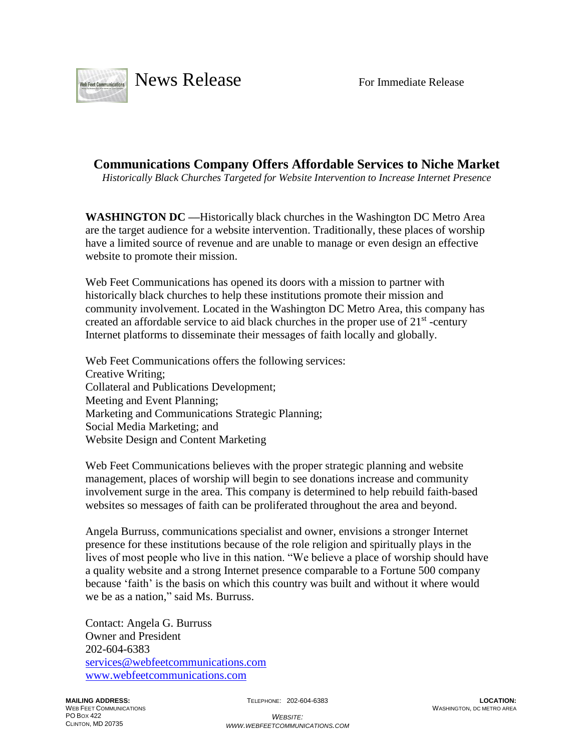News Release

For Immediate Release

## Communications Company Offers Affordable Services to Niche Market

*Historically Black Churches Targeted for Website Intervention to Increase Internet Presence*

**WASHINGTON DC** —Historically black churches in the Washington DC Metro Area are the target audience for a website intervention. Traditionally, these places of worship have a limited source of revenue and are unable to manage or even design an effective website to promote their mission.

Web Feet Communications has opened its doors with a mission to partner with historically black churches to help these institutions promote their mission and community involvement. Located in the Washington DC Metro Area, this company has created an affordable service to aid black churches in the proper use of 21st -century Internet platforms to disseminate their messages of faith locally and globally.

Web Feet Communications offers the following services:
Creative Writing;
Collateral and Publications Development;
Meeting and Event Planning;
Marketing and Communications Strategic Planning;
Social Media Marketing; and
Website Design and Content Marketing

Web Feet Communications believes with the proper strategic planning and website management, places of worship will begin to see donations increase and community involvement surge in the area. This company is determined to help rebuild faith-based websites so messages of faith can be proliferated throughout the area and beyond.

Angela Burruss, communications specialist and owner, envisions a stronger Internet presence for these institutions because of the role religion and spiritually plays in the lives of most people who live in this nation. "We believe a place of worship should have a quality website and a strong Internet presence comparable to a Fortune 500 company because 'faith' is the basis on which this country was built and without it where would we be as a nation," said Ms. Burruss.

Contact: Angela G. Burruss
Owner and President
202-604-6383
services@webfeetcommunications.com
www.webfeetcommunications.com

**MAILING ADDRESS:**
WEB FEET COMMUNICATIONS
PO BOX 422
CLINTON, MD 20735

TELEPHONE: 202-604-6383

*WEBSITE:*
*WWW.WEBFEETCOMMUNICATIONS.COM*

**LOCATION:**
WASHINGTON, DC METRO AREA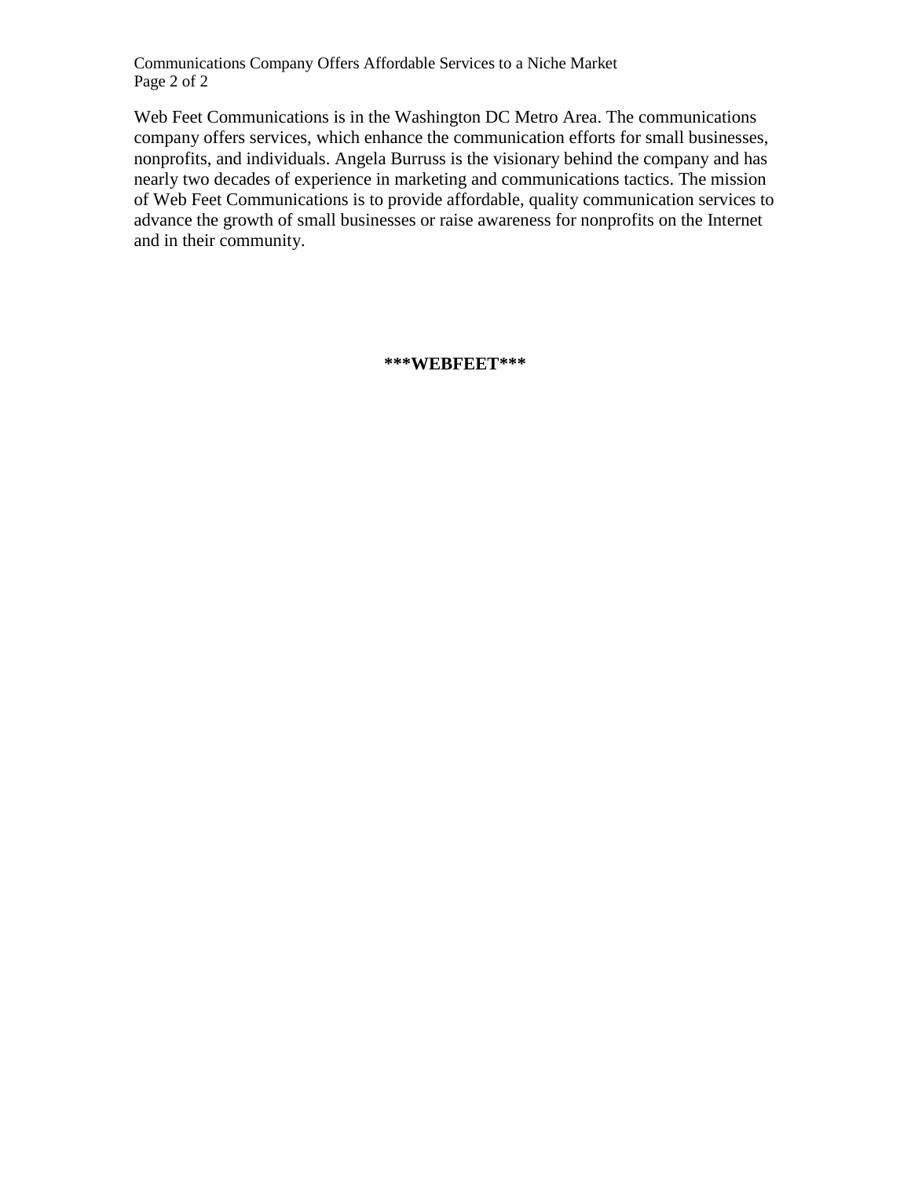Web Feet Communications is in the Washington DC Metro Area. The communications company offers services, which enhance the communication efforts for small businesses, nonprofits, and individuals. Angela Burruss is the visionary behind the company and has nearly two decades of experience in marketing and communications tactics. The mission of Web Feet Communications is to provide affordable, quality communication services to advance the growth of small businesses or raise awareness for nonprofits on the Internet and in their community.

**\*\*\*WEBFEET\*\*\***